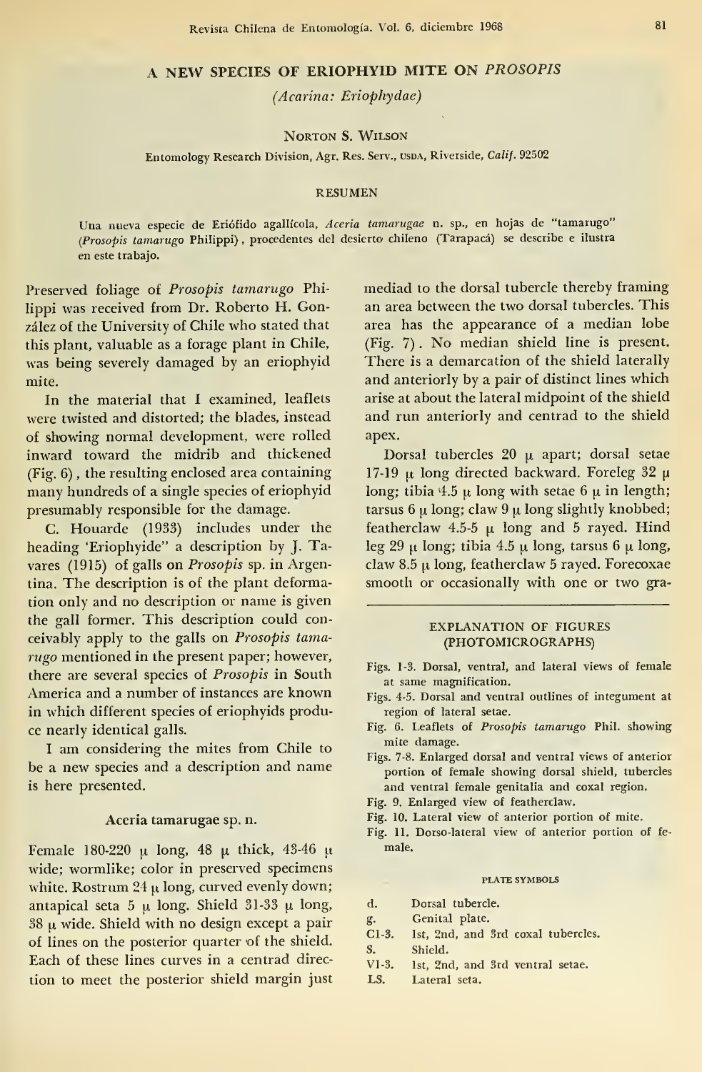# A NEW SPECIES OF ERIOPHYID MITE ON *PROSOPIS*

*(Acarina: Eriophydae)*

NORTON S. WILSON

Entomology Research Division, Agr. Res. Serv., USDA, Riverside, *Calif.* 92502

## RESUMEN

Una nueva especie de Eriófido agallícola, *Aceria tamarugae* n. sp., en hojas de "tamarugo" (*Prosopis tamarugo* Philippi), procedentes del desierto chileno (Tarapacá) se describe e ilustra en este trabajo.

Preserved foliage of *Prosopis tamarugo* Philippi was received from Dr. Roberto H. González of the University of Chile who stated that this plant, valuable as a forage plant in Chile, was being severely damaged by an eriophyid mite.

In the material that I examined, leaflets were twisted and distorted; the blades, instead of showing normal development, were rolled inward toward the midrib and thickened (Fig. 6), the resulting enclosed area containing many hundreds of a single species of eriophyid presumably responsible for the damage.

C. Houarde (1933) includes under the heading 'Eriophyide" a description by J. Tavares (1915) of galls on *Prosopis* sp. in Argentina. The description is of the plant deformation only and no description or name is given the gall former. This description could conceivably apply to the galls on *Prosopis tamarugo* mentioned in the present paper; however, there are several species of *Prosopis* in South America and a number of instances are known in which different species of eriophyids produce nearly identical galls.

I am considering the mites from Chile to be a new species and a description and name is here presented.

### Aceria tamarugae sp. n.

Female 180-220 μ long, 48 μ thick, 43-46 μ wide; wormlike; color in preserved specimens white. Rostrum 24 μ long, curved evenly down; antapical seta 5 μ long. Shield 31-33 μ long, 38 μ wide. Shield with no design except a pair of lines on the posterior quarter of the shield. Each of these lines curves in a centrad direction to meet the posterior shield margin just mediad to the dorsal tubercle thereby framing an area between the two dorsal tubercles. This area has the appearance of a median lobe (Fig. 7). No median shield line is present. There is a demarcation of the shield laterally and anteriorly by a pair of distinct lines which arise at about the lateral midpoint of the shield and run anteriorly and centrad to the shield apex.

Dorsal tubercles 20 μ apart; dorsal setae 17-19 μ long directed backward. Foreleg 32 μ long; tibia 4.5 μ long with setae 6 μ in length; tarsus 6 μ long; claw 9 μ long slightly knobbed; featherclaw 4.5-5 μ long and 5 rayed. Hind leg 29 μ long; tibia 4.5 μ long, tarsus 6 μ long, claw 8.5 μ long, featherclaw 5 rayed. Forecoxae smooth or occasionally with one or two gra-

#### EXPLANATION OF FIGURES (PHOTOMICROGRAPHS)

- Figs. 1-3. Dorsal, ventral, and lateral views of female at same magnification.
- Figs. 4-5. Dorsal and ventral outlines of integument at region of lateral setae.
- Fig. 6. Leaflets of *Prosopis tamarugo* Phil. showing mite damage.
- Figs. 7-8. Enlarged dorsal and ventral views of anterior portion of female showing dorsal shield, tubercles and ventral female genitalia and coxal region.
- Fig. 9. Enlarged view of featherclaw.
- Fig. 10. Lateral view of anterior portion of mite.
- Fig. 11. Dorso-lateral view of anterior portion of female.

#### PLATE SYMBOLS

| | |
|---|---|
| d. | Dorsal tubercle. |
| g. | Genital plate. |
| C1-3. | 1st, 2nd, and 3rd coxal tubercles. |
| S. | Shield. |
| V1-3. | 1st, 2nd, and 3rd ventral setae. |
| LS. | Lateral seta. |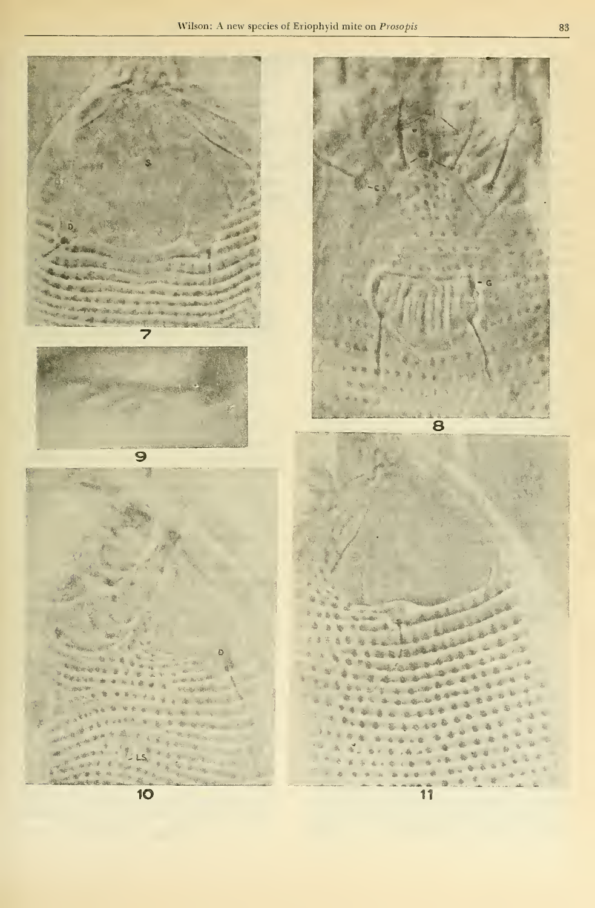7

9

10

8

11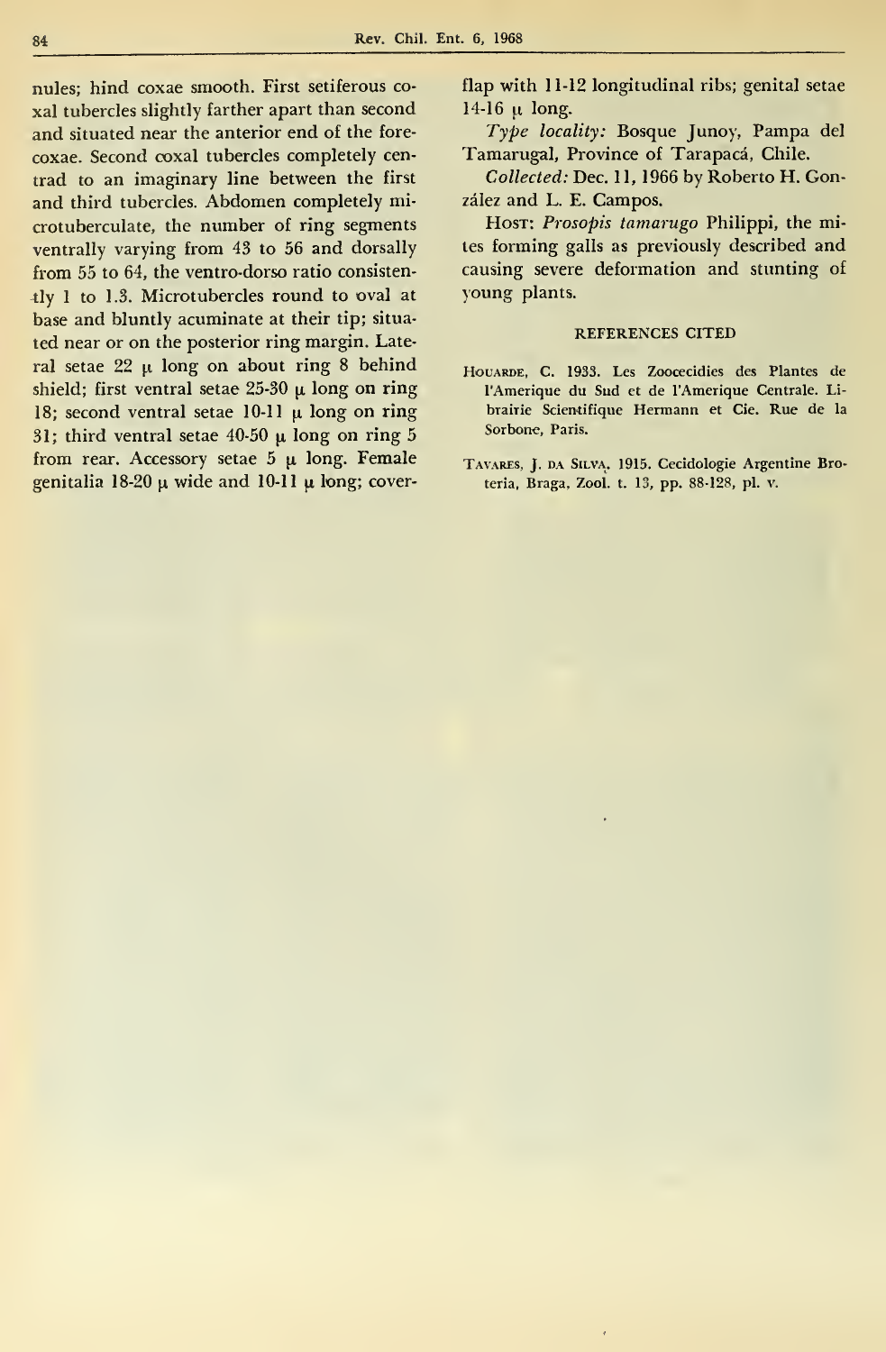nules; hind coxae smooth. First setiferous coxal tubercles slightly farther apart than second and situated near the anterior end of the forecoxae. Second coxal tubercles completely centrad to an imaginary line between the first and third tubercles. Abdomen completely microtuberculate, the number of ring segments ventrally varying from 43 to 56 and dorsally from 55 to 64, the ventro-dorso ratio consistently 1 to 1.3. Microtubercles round to oval at base and bluntly acuminate at their tip; situated near or on the posterior ring margin. Lateral setae 22 μ long on about ring 8 behind shield; first ventral setae 25-30 μ long on ring 18; second ventral setae 10-11 μ long on ring 31; third ventral setae 40-50 μ long on ring 5 from rear. Accessory setae 5 μ long. Female genitalia 18-20 μ wide and 10-11 μ long; coverflap with 11-12 longitudinal ribs; genital setae 14-16 μ long.

*Type locality:* Bosque Junoy, Pampa del Tamarugal, Province of Tarapacá, Chile.

*Collected:* Dec. 11, 1966 by Roberto H. González and L. E. Campos.

HOST: *Prosopis tamarugo* Philippi, the mites forming galls as previously described and causing severe deformation and stunting of young plants.

## REFERENCES CITED

HOUARDE, C. 1933. Les Zoocecidies des Plantes de l'Amerique du Sud et de l'Amerique Centrale. Librairie Scientifique Hermann et Cie. Rue de la Sorbone, Paris.

TAVARES, J. DA SILVA. 1915. Cecidologie Argentine Broteria, Braga, Zool. t. 13, pp. 88-128, pl. v.